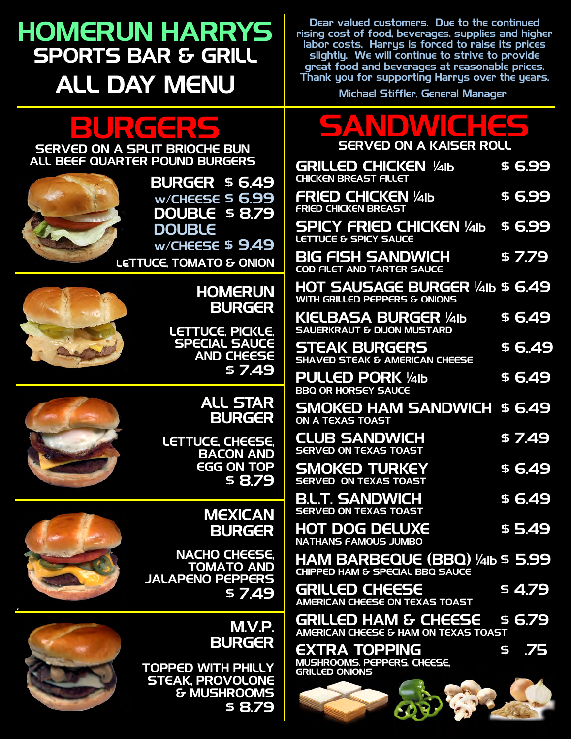# HOMERUN HARRYS
## SPORTS BAR & GRILL
## ALL DAY MENU

Dear valued customers. Due to the continued rising cost of food, beverages, supplies and higher labor costs, Harrys is forced to raise its prices slightly. We will continue to strive to provide great food and beverages at reasonable prices. Thank you for supporting Harrys over the years.

Michael Stiffler, General Manager

## BURGERS

SERVED ON A SPLIT BRIOCHE BUN
ALL BEEF QUARTER POUND BURGERS

BURGER $ 6.49
w/CHEESE $ 6.99
DOUBLE $ 8.79
DOUBLE w/CHEESE $ 9.49

LETTUCE, TOMATO & ONION

### HOMERUN BURGER

LETTUCE, PICKLE, SPECIAL SAUCE AND CHEESE
$ 7.49

### ALL STAR BURGER

LETTUCE, CHEESE, BACON AND EGG ON TOP
$ 8.79

### MEXICAN BURGER

NACHO CHEESE, TOMATO AND JALAPENO PEPPERS
$ 7.49

### M.V.P. BURGER

TOPPED WITH PHILLY STEAK, PROVOLONE & MUSHROOMS
$ 8.79

## SANDWICHES

SERVED ON A KAISER ROLL

**GRILLED CHICKEN ¼lb** — $ 6.99
CHICKEN BREAST FILLET

**FRIED CHICKEN ¼lb** — $ 6.99
FRIED CHICKEN BREAST

**SPICY FRIED CHICKEN ¼lb** — $ 6.99
LETTUCE & SPICY SAUCE

**BIG FISH SANDWICH** — $ 7.79
COD FILET AND TARTER SAUCE

**HOT SAUSAGE BURGER ¼lb** — $ 6.49
WITH GRILLED PEPPERS & ONIONS

**KIELBASA BURGER ¼lb** — $ 6.49
SAUERKRAUT & DIJON MUSTARD

**STEAK BURGERS** — $ 6..49
SHAVED STEAK & AMERICAN CHEESE

**PULLED PORK ¼lb** — $ 6.49
BBQ OR HORSEY SAUCE

**SMOKED HAM SANDWICH** — $ 6.49
ON A TEXAS TOAST

**CLUB SANDWICH** — $ 7.49
SERVED ON TEXAS TOAST

**SMOKED TURKEY** — $ 6.49
SERVED ON TEXAS TOAST

**B.L.T. SANDWICH** — $ 6.49
SERVED ON TEXAS TOAST

**HOT DOG DELUXE** — $ 5.49
NATHANS FAMOUS JUMBO

**HAM BARBEQUE (BBQ) ¼lb** — $ 5.99
CHIPPED HAM & SPECIAL BBQ SAUCE

**GRILLED CHEESE** — $ 4.79
AMERICAN CHEESE ON TEXAS TOAST

**GRILLED HAM & CHEESE** — $ 6.79
AMERICAN CHEESE & HAM ON TEXAS TOAST

**EXTRA TOPPING** — $ .75
MUSHROOMS, PEPPERS, CHEESE, GRILLED ONIONS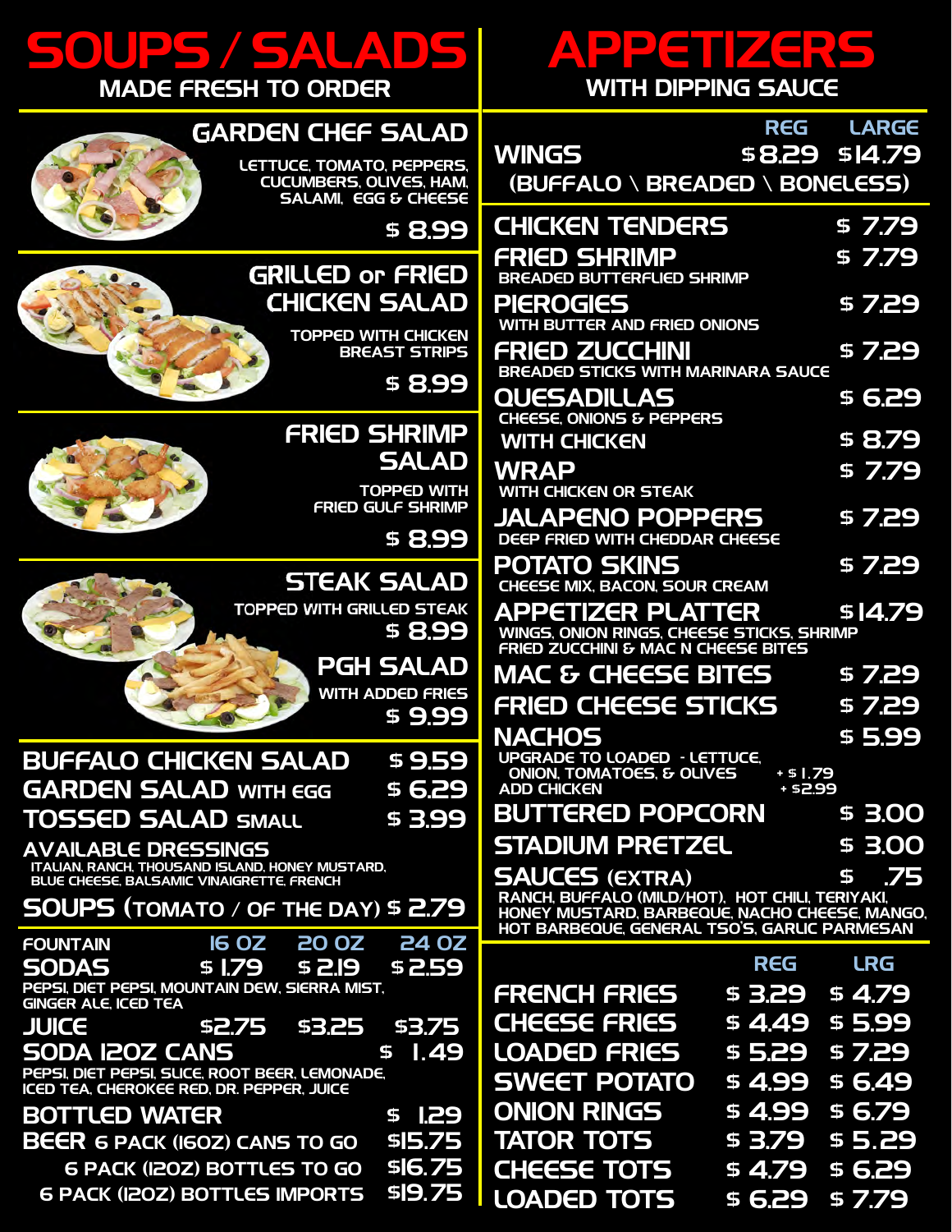# SOUPS / SALADS

MADE FRESH TO ORDER

### GARDEN CHEF SALAD

LETTUCE, TOMATO, PEPPERS, CUCUMBERS, OLIVES, HAM, SALAMI, EGG & CHEESE

$ 8.99

### GRILLED or FRIED CHICKEN SALAD

TOPPED WITH CHICKEN BREAST STRIPS

$ 8.99

### FRIED SHRIMP SALAD

TOPPED WITH FRIED GULF SHRIMP

$ 8.99

### STEAK SALAD

TOPPED WITH GRILLED STEAK

$ 8.99

### PGH SALAD

WITH ADDED FRIES

$ 9.99

| | |
|---|---|
| BUFFALO CHICKEN SALAD | $ 9.59 |
| GARDEN SALAD WITH EGG | $ 6.29 |
| TOSSED SALAD SMALL | $ 3.99 |

**AVAILABLE DRESSINGS**

ITALIAN, RANCH, THOUSAND ISLAND, HONEY MUSTARD, BLUE CHEESE, BALSAMIC VINAIGRETTE, FRENCH

**SOUPS (TOMATO / OF THE DAY) $ 2.79**

| FOUNTAIN | 16 OZ | 20 OZ | 24 OZ |
|---|---|---|---|
| SODAS | $ 1.79 | $ 2.19 | $ 2.59 |
| JUICE | $2.75 | $3.25 | $3.75 |

PEPSI, DIET PEPSI, MOUNTAIN DEW, SIERRA MIST, GINGER ALE, ICED TEA

| | |
|---|---|
| SODA 12OZ CANS | $ 1.49 |

PEPSI, DIET PEPSI, SLICE, ROOT BEER, LEMONADE, ICED TEA, CHEROKEE RED, DR. PEPPER, JUICE

| | |
|---|---|
| BOTTLED WATER | $ 1.29 |
| BEER 6 PACK (16OZ) CANS TO GO | $15.75 |
| 6 PACK (12OZ) BOTTLES TO GO | $16.75 |
| 6 PACK (12OZ) BOTTLES IMPORTS | $19.75 |

# APPETIZERS

WITH DIPPING SAUCE

| | REG | LARGE |
|---|---|---|
| WINGS (BUFFALO \ BREADED \ BONELESS) | $8.29 | $14.79 |

| | |
|---|---|
| CHICKEN TENDERS | $ 7.79 |
| FRIED SHRIMP<br>BREADED BUTTERFLIED SHRIMP | $ 7.79 |
| PIEROGIES<br>WITH BUTTER AND FRIED ONIONS | $ 7.29 |
| FRIED ZUCCHINI<br>BREADED STICKS WITH MARINARA SAUCE | $ 7.29 |
| QUESADILLAS<br>CHEESE, ONIONS & PEPPERS | $ 6.29 |
| WITH CHICKEN | $ 8.79 |
| WRAP<br>WITH CHICKEN OR STEAK | $ 7.79 |
| JALAPENO POPPERS<br>DEEP FRIED WITH CHEDDAR CHEESE | $ 7.29 |
| POTATO SKINS<br>CHEESE MIX, BACON, SOUR CREAM | $ 7.29 |
| APPETIZER PLATTER<br>WINGS, ONION RINGS, CHEESE STICKS, SHRIMP FRIED ZUCCHINI & MAC N CHEESE BITES | $14.79 |
| MAC & CHEESE BITES | $ 7.29 |
| FRIED CHEESE STICKS | $ 7.29 |
| NACHOS | $ 5.99 |
| UPGRADE TO LOADED - LETTUCE, ONION, TOMATOES, & OLIVES | + $ 1.79 |
| ADD CHICKEN | + $2.99 |
| BUTTERED POPCORN | $ 3.00 |
| STADIUM PRETZEL | $ 3.00 |
| SAUCES (EXTRA) | $ .75 |

RANCH, BUFFALO (MILD/HOT), HOT CHILI, TERIYAKI, HONEY MUSTARD, BARBEQUE, NACHO CHEESE, MANGO, HOT BARBEQUE, GENERAL TSO'S, GARLIC PARMESAN

| | REG | LRG |
|---|---|---|
| FRENCH FRIES | $ 3.29 | $ 4.79 |
| CHEESE FRIES | $ 4.49 | $ 5.99 |
| LOADED FRIES | $ 5.29 | $ 7.29 |
| SWEET POTATO | $ 4.99 | $ 6.49 |
| ONION RINGS | $ 4.99 | $ 6.79 |
| TATOR TOTS | $ 3.79 | $ 5.29 |
| CHEESE TOTS | $ 4.79 | $ 6.29 |
| LOADED TOTS | $ 6.29 | $ 7.79 |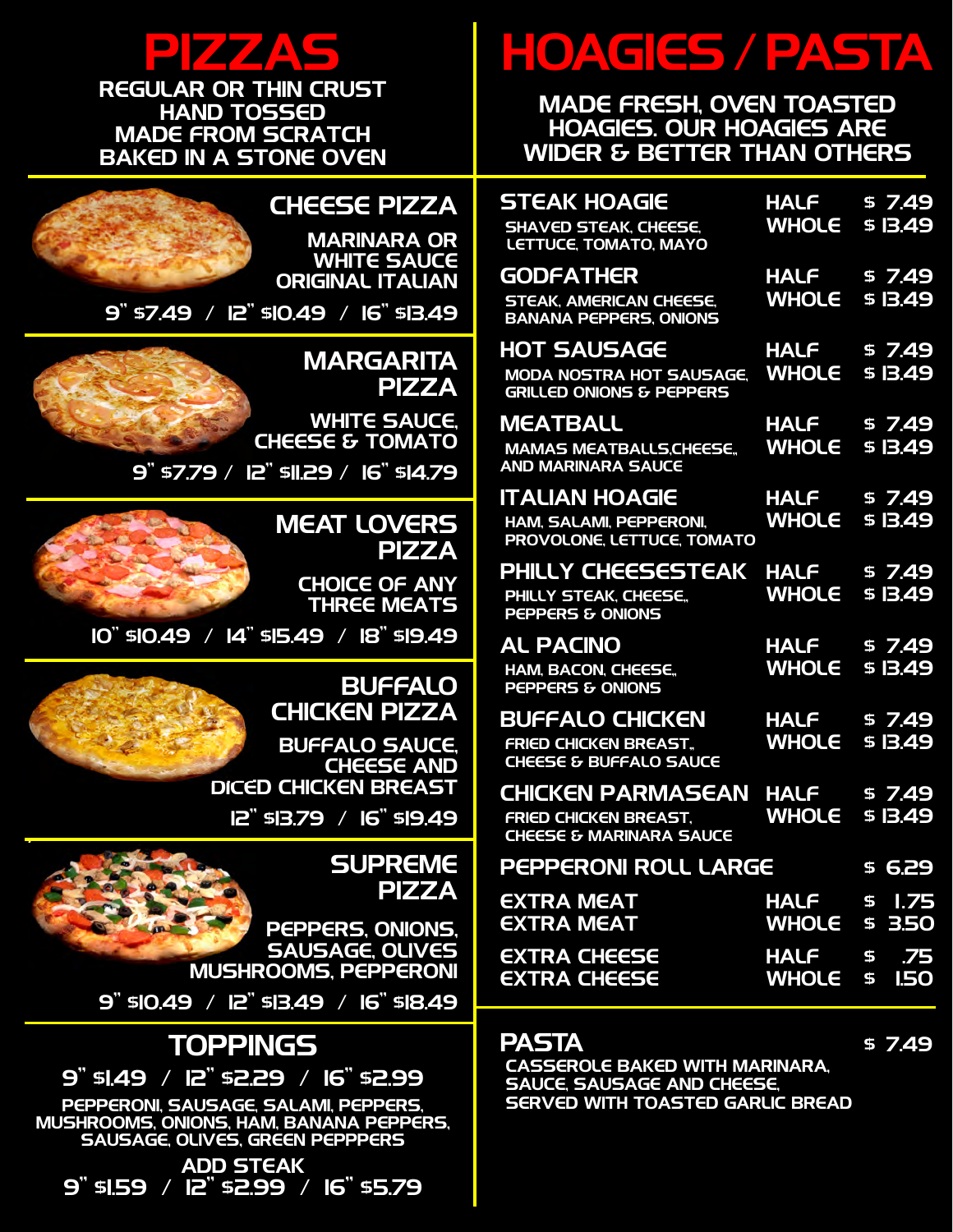# PIZZAS

REGULAR OR THIN CRUST
HAND TOSSED
MADE FROM SCRATCH
BAKED IN A STONE OVEN

## CHEESE PIZZA

MARINARA OR
WHITE SAUCE
ORIGINAL ITALIAN

9" $7.49 / 12" $10.49 / 16" $13.49

## MARGARITA PIZZA

WHITE SAUCE,
CHEESE & TOMATO

9" $7.79 / 12" $11.29 / 16" $14.79

## MEAT LOVERS PIZZA

CHOICE OF ANY
THREE MEATS

10" $10.49 / 14" $15.49 / 18" $19.49

## BUFFALO CHICKEN PIZZA

BUFFALO SAUCE,
CHEESE AND
DICED CHICKEN BREAST

12" $13.79 / 16" $19.49

## SUPREME PIZZA

PEPPERS, ONIONS,
SAUSAGE, OLIVES
MUSHROOMS, PEPPERONI

9" $10.49 / 12" $13.49 / 16" $18.49

## TOPPINGS

9" $1.49 / 12" $2.29 / 16" $2.99

PEPPERONI, SAUSAGE, SALAMI, PEPPERS, MUSHROOMS, ONIONS, HAM, BANANA PEPPERS, SAUSAGE, OLIVES, GREEN PEPPPERS

ADD STEAK
9" $1.59 / 12" $2.99 / 16" $5.79

# HOAGIES / PASTA

MADE FRESH, OVEN TOASTED HOAGIES. OUR HOAGIES ARE WIDER & BETTER THAN OTHERS

| Item | Size | Price |
|---|---|---|
| **STEAK HOAGIE**<br>SHAVED STEAK, CHEESE, LETTUCE, TOMATO, MAYO | HALF<br>WHOLE | $ 7.49<br>$ 13.49 |
| **GODFATHER**<br>STEAK, AMERICAN CHEESE, BANANA PEPPERS, ONIONS | HALF<br>WHOLE | $ 7.49<br>$ 13.49 |
| **HOT SAUSAGE**<br>MODA NOSTRA HOT SAUSAGE, GRILLED ONIONS & PEPPERS | HALF<br>WHOLE | $ 7.49<br>$ 13.49 |
| **MEATBALL**<br>MAMAS MEATBALLS,CHEESE,, AND MARINARA SAUCE | HALF<br>WHOLE | $ 7.49<br>$ 13.49 |
| **ITALIAN HOAGIE**<br>HAM, SALAMI, PEPPERONI, PROVOLONE, LETTUCE, TOMATO | HALF<br>WHOLE | $ 7.49<br>$ 13.49 |
| **PHILLY CHEESESTEAK**<br>PHILLY STEAK, CHEESE,, PEPPERS & ONIONS | HALF<br>WHOLE | $ 7.49<br>$ 13.49 |
| **AL PACINO**<br>HAM, BACON, CHEESE,, PEPPERS & ONIONS | HALF<br>WHOLE | $ 7.49<br>$ 13.49 |
| **BUFFALO CHICKEN**<br>FRIED CHICKEN BREAST,, CHEESE & BUFFALO SAUCE | HALF<br>WHOLE | $ 7.49<br>$ 13.49 |
| **CHICKEN PARMASEAN**<br>FRIED CHICKEN BREAST, CHEESE & MARINARA SAUCE | HALF<br>WHOLE | $ 7.49<br>$ 13.49 |
| **PEPPERONI ROLL LARGE** | | $ 6.29 |
| EXTRA MEAT | HALF | $ 1.75 |
| EXTRA MEAT | WHOLE | $ 3.50 |
| EXTRA CHEESE | HALF | $ .75 |
| EXTRA CHEESE | WHOLE | $ 1.50 |

## PASTA — $ 7.49

CASSEROLE BAKED WITH MARINARA, SAUCE, SAUSAGE AND CHEESE, SERVED WITH TOASTED GARLIC BREAD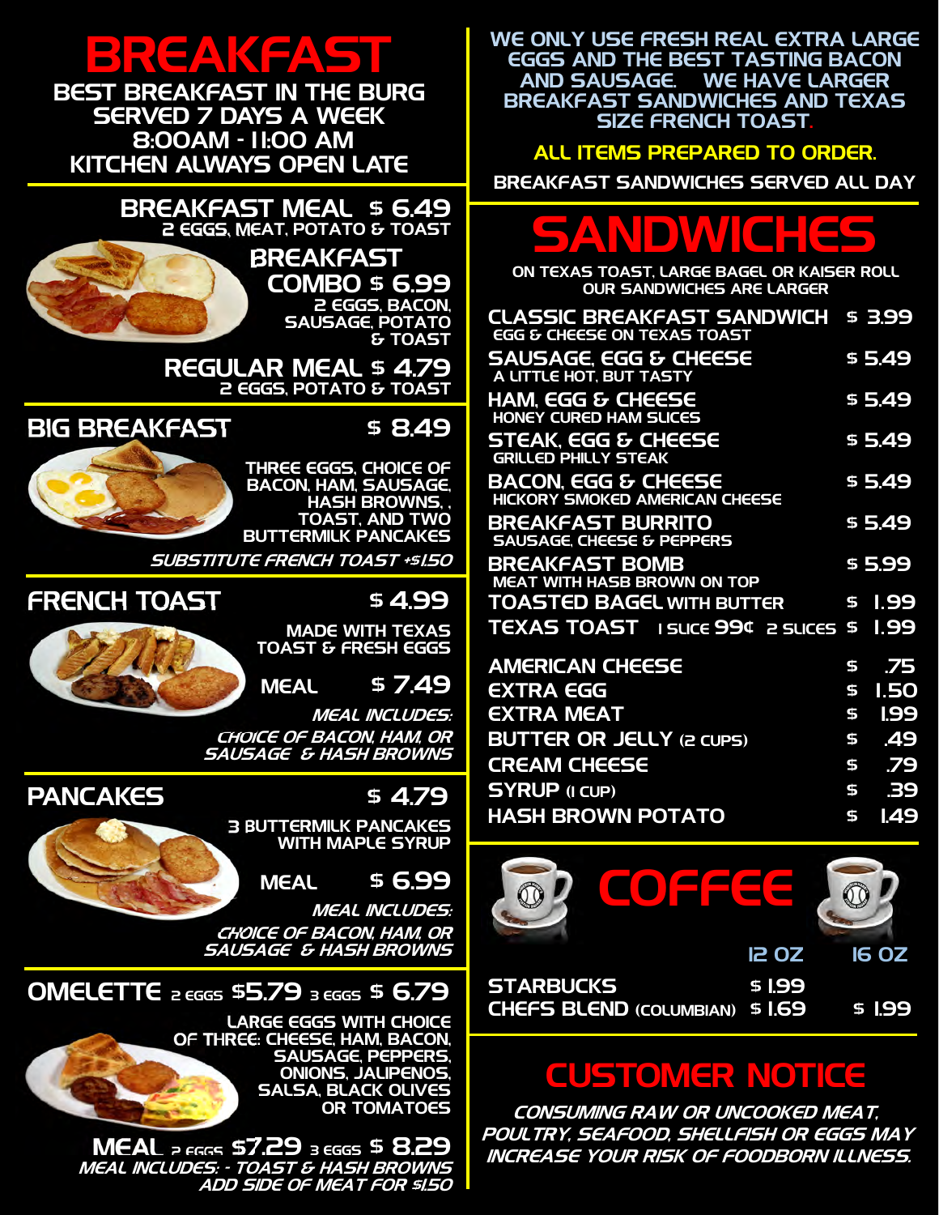# BREAKFAST

**BEST BREAKFAST IN THE BURG**
**SERVED 7 DAYS A WEEK**
**8:00AM - 11:00 AM**
**KITCHEN ALWAYS OPEN LATE**

## BREAKFAST MEAL $ 6.49
2 EGGS, MEAT, POTATO & TOAST

## BREAKFAST COMBO $ 6.99
2 EGGS, BACON, SAUSAGE, POTATO & TOAST

## REGULAR MEAL $ 4.79
2 EGGS, POTATO & TOAST

## BIG BREAKFAST $ 8.49
THREE EGGS, CHOICE OF BACON, HAM, SAUSAGE, HASH BROWNS, , TOAST, AND TWO BUTTERMILK PANCAKES

*SUBSTITUTE FRENCH TOAST +$1.50*

## FRENCH TOAST $ 4.99
MADE WITH TEXAS TOAST & FRESH EGGS

MEAL $ 7.49

*MEAL INCLUDES:*
*CHOICE OF BACON, HAM, OR SAUSAGE & HASH BROWNS*

## PANCAKES $ 4.79
3 BUTTERMILK PANCAKES WITH MAPLE SYRUP

MEAL $ 6.99

*MEAL INCLUDES:*
*CHOICE OF BACON, HAM, OR SAUSAGE & HASH BROWNS*

## OMELETTE 2 EGGS $5.79 3 EGGS $ 6.79
LARGE EGGS WITH CHOICE OF THREE: CHEESE, HAM, BACON, SAUSAGE, PEPPERS, ONIONS, JALIPENOS, SALSA, BLACK OLIVES OR TOMATOES

MEAL 2 EGGS $7.29 3 EGGS $ 8.29
*MEAL INCLUDES: - TOAST & HASH BROWNS*
*ADD SIDE OF MEAT FOR $1.50*

---

WE ONLY USE FRESH REAL EXTRA LARGE EGGS AND THE BEST TASTING BACON AND SAUSAGE. WE HAVE LARGER BREAKFAST SANDWICHES AND TEXAS SIZE FRENCH TOAST.

**ALL ITEMS PREPARED TO ORDER.**

**BREAKFAST SANDWICHES SERVED ALL DAY**

# SANDWICHES

ON TEXAS TOAST, LARGE BAGEL OR KAISER ROLL
OUR SANDWICHES ARE LARGER

| | |
|---|---|
| **CLASSIC BREAKFAST SANDWICH**<br>EGG & CHEESE ON TEXAS TOAST | $ 3.99 |
| **SAUSAGE, EGG & CHEESE**<br>A LITTLE HOT, BUT TASTY | $ 5.49 |
| **HAM, EGG & CHEESE**<br>HONEY CURED HAM SLICES | $ 5.49 |
| **STEAK, EGG & CHEESE**<br>GRILLED PHILLY STEAK | $ 5.49 |
| **BACON, EGG & CHEESE**<br>HICKORY SMOKED AMERICAN CHEESE | $ 5.49 |
| **BREAKFAST BURRITO**<br>SAUSAGE, CHEESE & PEPPERS | $ 5.49 |
| **BREAKFAST BOMB**<br>MEAT WITH HASB BROWN ON TOP | $ 5.99 |
| **TOASTED BAGEL WITH BUTTER** | $ 1.99 |
| **TEXAS TOAST** 1 SLICE 99¢ 2 SLICES | $ 1.99 |

| | |
|---|---|
| AMERICAN CHEESE | $ .75 |
| EXTRA EGG | $ 1.50 |
| EXTRA MEAT | $ 1.99 |
| BUTTER OR JELLY (2 CUPS) | $ .49 |
| CREAM CHEESE | $ .79 |
| SYRUP (1 CUP) | $ .39 |
| HASH BROWN POTATO | $ 1.49 |

# COFFEE

| | 12 OZ | 16 OZ |
|---|---|---|
| STARBUCKS | $ 1.99 | |
| CHEFS BLEND (COLUMBIAN) | $ 1.69 | $ 1.99 |

## CUSTOMER NOTICE

*CONSUMING RAW OR UNCOOKED MEAT, POULTRY, SEAFOOD, SHELLFISH OR EGGS MAY INCREASE YOUR RISK OF FOODBORN ILLNESS.*